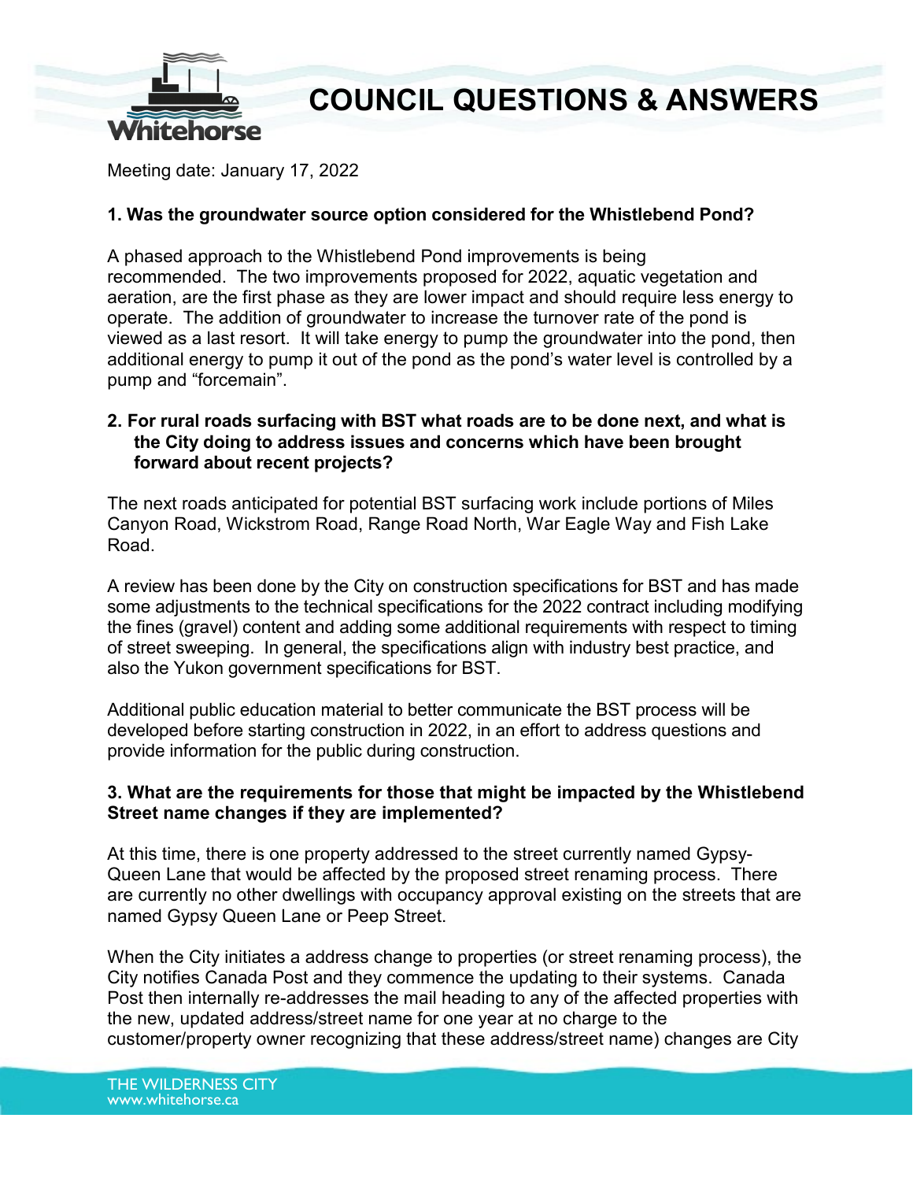# COUNCIL QUESTIONS & ANSWERS

Meeting date: January 17, 2022

**1. Was the groundwater source option considered for the Whistlebend Pond?**

A phased approach to the Whistlebend Pond improvements is being recommended. The two improvements proposed for 2022, aquatic vegetation and aeration, are the first phase as they are lower impact and should require less energy to operate. The addition of groundwater to increase the turnover rate of the pond is viewed as a last resort. It will take energy to pump the groundwater into the pond, then additional energy to pump it out of the pond as the pond's water level is controlled by a pump and "forcemain".

**2. For rural roads surfacing with BST what roads are to be done next, and what is the City doing to address issues and concerns which have been brought forward about recent projects?**

The next roads anticipated for potential BST surfacing work include portions of Miles Canyon Road, Wickstrom Road, Range Road North, War Eagle Way and Fish Lake Road.

A review has been done by the City on construction specifications for BST and has made some adjustments to the technical specifications for the 2022 contract including modifying the fines (gravel) content and adding some additional requirements with respect to timing of street sweeping. In general, the specifications align with industry best practice, and also the Yukon government specifications for BST.

Additional public education material to better communicate the BST process will be developed before starting construction in 2022, in an effort to address questions and provide information for the public during construction.

**3. What are the requirements for those that might be impacted by the Whistlebend Street name changes if they are implemented?**

At this time, there is one property addressed to the street currently named Gypsy-Queen Lane that would be affected by the proposed street renaming process. There are currently no other dwellings with occupancy approval existing on the streets that are named Gypsy Queen Lane or Peep Street.

When the City initiates a address change to properties (or street renaming process), the City notifies Canada Post and they commence the updating to their systems. Canada Post then internally re-addresses the mail heading to any of the affected properties with the new, updated address/street name for one year at no charge to the customer/property owner recognizing that these address/street name) changes are City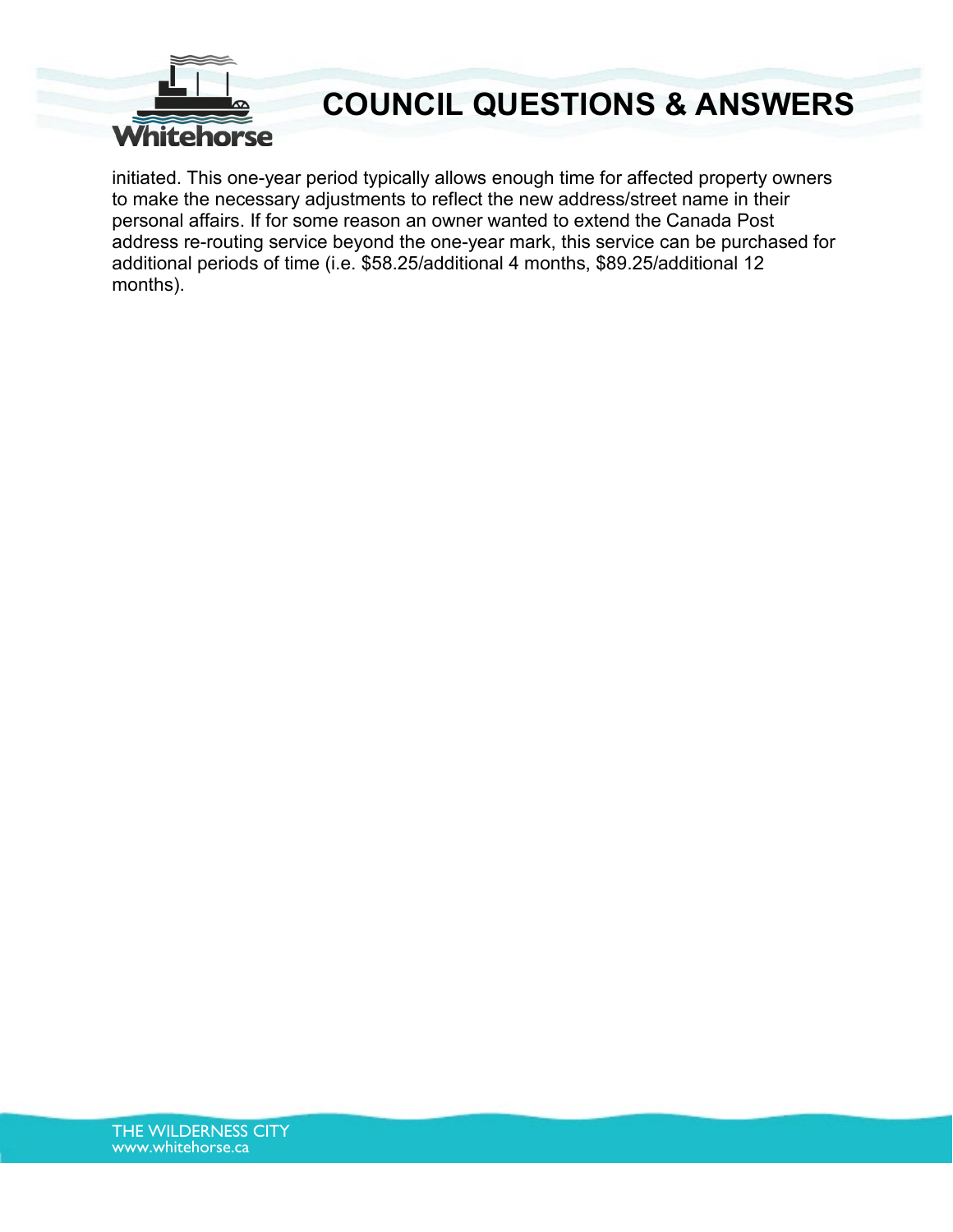initiated. This one-year period typically allows enough time for affected property owners to make the necessary adjustments to reflect the new address/street name in their personal affairs. If for some reason an owner wanted to extend the Canada Post address re-routing service beyond the one-year mark, this service can be purchased for additional periods of time (i.e. $58.25/additional 4 months, $89.25/additional 12 months).